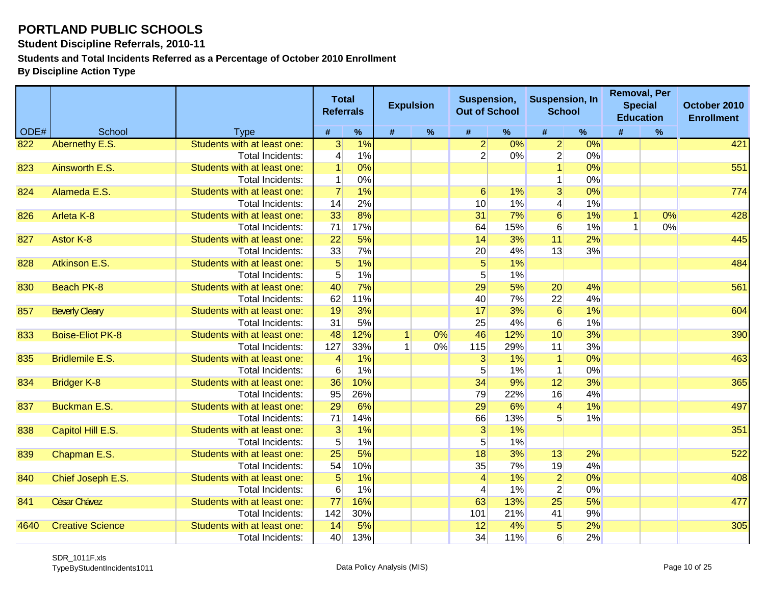# PORTLAND PUBLIC SCHOOLS

### Student Discipline Referrals, 2010-11

### Students and Total Incidents Referred as a Percentage of October 2010 Enrollment

### By Discipline Action Type

| ODE# | School | Type | Total Referrals | | Expulsion | | Suspension, Out of School | | Suspension, In School | | Removal, Per Special Education | | October 2010 Enrollment |
|---|---|---|---|---|---|---|---|---|---|---|---|---|---|
| | | | # | % | # | % | # | % | # | % | # | % | |
| 822 | Abernethy E.S. | Students with at least one: | 3 | 1% | | | 2 | 0% | 2 | 0% | | | 421 |
| | | Total Incidents: | 4 | 1% | | | 2 | 0% | 2 | 0% | | | |
| 823 | Ainsworth E.S. | Students with at least one: | 1 | 0% | | | | | 1 | 0% | | | 551 |
| | | Total Incidents: | 1 | 0% | | | | | 1 | 0% | | | |
| 824 | Alameda E.S. | Students with at least one: | 7 | 1% | | | 6 | 1% | 3 | 0% | | | 774 |
| | | Total Incidents: | 14 | 2% | | | 10 | 1% | 4 | 1% | | | |
| 826 | Arleta K-8 | Students with at least one: | 33 | 8% | | | 31 | 7% | 6 | 1% | 1 | 0% | 428 |
| | | Total Incidents: | 71 | 17% | | | 64 | 15% | 6 | 1% | 1 | 0% | |
| 827 | Astor K-8 | Students with at least one: | 22 | 5% | | | 14 | 3% | 11 | 2% | | | 445 |
| | | Total Incidents: | 33 | 7% | | | 20 | 4% | 13 | 3% | | | |
| 828 | Atkinson E.S. | Students with at least one: | 5 | 1% | | | 5 | 1% | | | | | 484 |
| | | Total Incidents: | 5 | 1% | | | 5 | 1% | | | | | |
| 830 | Beach PK-8 | Students with at least one: | 40 | 7% | | | 29 | 5% | 20 | 4% | | | 561 |
| | | Total Incidents: | 62 | 11% | | | 40 | 7% | 22 | 4% | | | |
| 857 | Beverly Cleary | Students with at least one: | 19 | 3% | | | 17 | 3% | 6 | 1% | | | 604 |
| | | Total Incidents: | 31 | 5% | | | 25 | 4% | 6 | 1% | | | |
| 833 | Boise-Eliot PK-8 | Students with at least one: | 48 | 12% | 1 | 0% | 46 | 12% | 10 | 3% | | | 390 |
| | | Total Incidents: | 127 | 33% | 1 | 0% | 115 | 29% | 11 | 3% | | | |
| 835 | Bridlemile E.S. | Students with at least one: | 4 | 1% | | | 3 | 1% | 1 | 0% | | | 463 |
| | | Total Incidents: | 6 | 1% | | | 5 | 1% | 1 | 0% | | | |
| 834 | Bridger K-8 | Students with at least one: | 36 | 10% | | | 34 | 9% | 12 | 3% | | | 365 |
| | | Total Incidents: | 95 | 26% | | | 79 | 22% | 16 | 4% | | | |
| 837 | Buckman E.S. | Students with at least one: | 29 | 6% | | | 29 | 6% | 4 | 1% | | | 497 |
| | | Total Incidents: | 71 | 14% | | | 66 | 13% | 5 | 1% | | | |
| 838 | Capitol Hill E.S. | Students with at least one: | 3 | 1% | | | 3 | 1% | | | | | 351 |
| | | Total Incidents: | 5 | 1% | | | 5 | 1% | | | | | |
| 839 | Chapman E.S. | Students with at least one: | 25 | 5% | | | 18 | 3% | 13 | 2% | | | 522 |
| | | Total Incidents: | 54 | 10% | | | 35 | 7% | 19 | 4% | | | |
| 840 | Chief Joseph E.S. | Students with at least one: | 5 | 1% | | | 4 | 1% | 2 | 0% | | | 408 |
| | | Total Incidents: | 6 | 1% | | | 4 | 1% | 2 | 0% | | | |
| 841 | César Chávez | Students with at least one: | 77 | 16% | | | 63 | 13% | 25 | 5% | | | 477 |
| | | Total Incidents: | 142 | 30% | | | 101 | 21% | 41 | 9% | | | |
| 4640 | Creative Science | Students with at least one: | 14 | 5% | | | 12 | 4% | 5 | 2% | | | 305 |
| | | Total Incidents: | 40 | 13% | | | 34 | 11% | 6 | 2% | | | |

SDR_1011F.xls
TypeByStudentIncidents1011

Data Policy Analysis (MIS)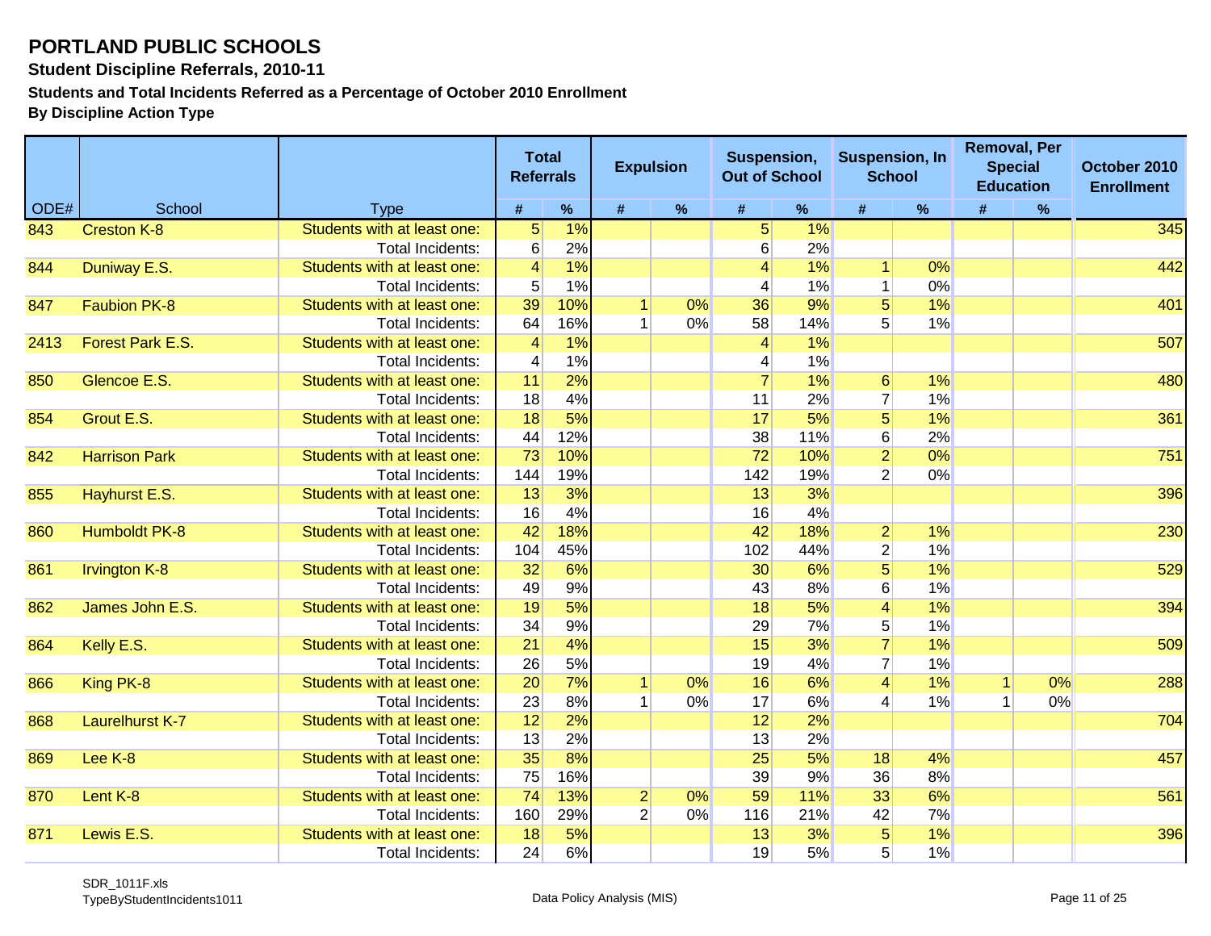# PORTLAND PUBLIC SCHOOLS

**Student Discipline Referrals, 2010-11**

**Students and Total Incidents Referred as a Percentage of October 2010 Enrollment**

**By Discipline Action Type**

| ODE# | School | Type | Total Referrals | | Expulsion | | Suspension, Out of School | | Suspension, In School | | Removal, Per Special Education | | October 2010 Enrollment |
|---|---|---|---|---|---|---|---|---|---|---|---|---|---|
| | | | # | % | # | % | # | % | # | % | # | % | |
| 843 | Creston K-8 | Students with at least one: | 5 | 1% | | | 5 | 1% | | | | | 345 |
| | | Total Incidents: | 6 | 2% | | | 6 | 2% | | | | | |
| 844 | Duniway E.S. | Students with at least one: | 4 | 1% | | | 4 | 1% | 1 | 0% | | | 442 |
| | | Total Incidents: | 5 | 1% | | | 4 | 1% | 1 | 0% | | | |
| 847 | Faubion PK-8 | Students with at least one: | 39 | 10% | 1 | 0% | 36 | 9% | 5 | 1% | | | 401 |
| | | Total Incidents: | 64 | 16% | 1 | 0% | 58 | 14% | 5 | 1% | | | |
| 2413 | Forest Park E.S. | Students with at least one: | 4 | 1% | | | 4 | 1% | | | | | 507 |
| | | Total Incidents: | 4 | 1% | | | 4 | 1% | | | | | |
| 850 | Glencoe E.S. | Students with at least one: | 11 | 2% | | | 7 | 1% | 6 | 1% | | | 480 |
| | | Total Incidents: | 18 | 4% | | | 11 | 2% | 7 | 1% | | | |
| 854 | Grout E.S. | Students with at least one: | 18 | 5% | | | 17 | 5% | 5 | 1% | | | 361 |
| | | Total Incidents: | 44 | 12% | | | 38 | 11% | 6 | 2% | | | |
| 842 | Harrison Park | Students with at least one: | 73 | 10% | | | 72 | 10% | 2 | 0% | | | 751 |
| | | Total Incidents: | 144 | 19% | | | 142 | 19% | 2 | 0% | | | |
| 855 | Hayhurst E.S. | Students with at least one: | 13 | 3% | | | 13 | 3% | | | | | 396 |
| | | Total Incidents: | 16 | 4% | | | 16 | 4% | | | | | |
| 860 | Humboldt PK-8 | Students with at least one: | 42 | 18% | | | 42 | 18% | 2 | 1% | | | 230 |
| | | Total Incidents: | 104 | 45% | | | 102 | 44% | 2 | 1% | | | |
| 861 | Irvington K-8 | Students with at least one: | 32 | 6% | | | 30 | 6% | 5 | 1% | | | 529 |
| | | Total Incidents: | 49 | 9% | | | 43 | 8% | 6 | 1% | | | |
| 862 | James John E.S. | Students with at least one: | 19 | 5% | | | 18 | 5% | 4 | 1% | | | 394 |
| | | Total Incidents: | 34 | 9% | | | 29 | 7% | 5 | 1% | | | |
| 864 | Kelly E.S. | Students with at least one: | 21 | 4% | | | 15 | 3% | 7 | 1% | | | 509 |
| | | Total Incidents: | 26 | 5% | | | 19 | 4% | 7 | 1% | | | |
| 866 | King PK-8 | Students with at least one: | 20 | 7% | 1 | 0% | 16 | 6% | 4 | 1% | 1 | 0% | 288 |
| | | Total Incidents: | 23 | 8% | 1 | 0% | 17 | 6% | 4 | 1% | 1 | 0% | |
| 868 | Laurelhurst K-7 | Students with at least one: | 12 | 2% | | | 12 | 2% | | | | | 704 |
| | | Total Incidents: | 13 | 2% | | | 13 | 2% | | | | | |
| 869 | Lee K-8 | Students with at least one: | 35 | 8% | | | 25 | 5% | 18 | 4% | | | 457 |
| | | Total Incidents: | 75 | 16% | | | 39 | 9% | 36 | 8% | | | |
| 870 | Lent K-8 | Students with at least one: | 74 | 13% | 2 | 0% | 59 | 11% | 33 | 6% | | | 561 |
| | | Total Incidents: | 160 | 29% | 2 | 0% | 116 | 21% | 42 | 7% | | | |
| 871 | Lewis E.S. | Students with at least one: | 18 | 5% | | | 13 | 3% | 5 | 1% | | | 396 |
| | | Total Incidents: | 24 | 6% | | | 19 | 5% | 5 | 1% | | | |

SDR_1011F.xls
TypeByStudentIncidents1011

Data Policy Analysis (MIS)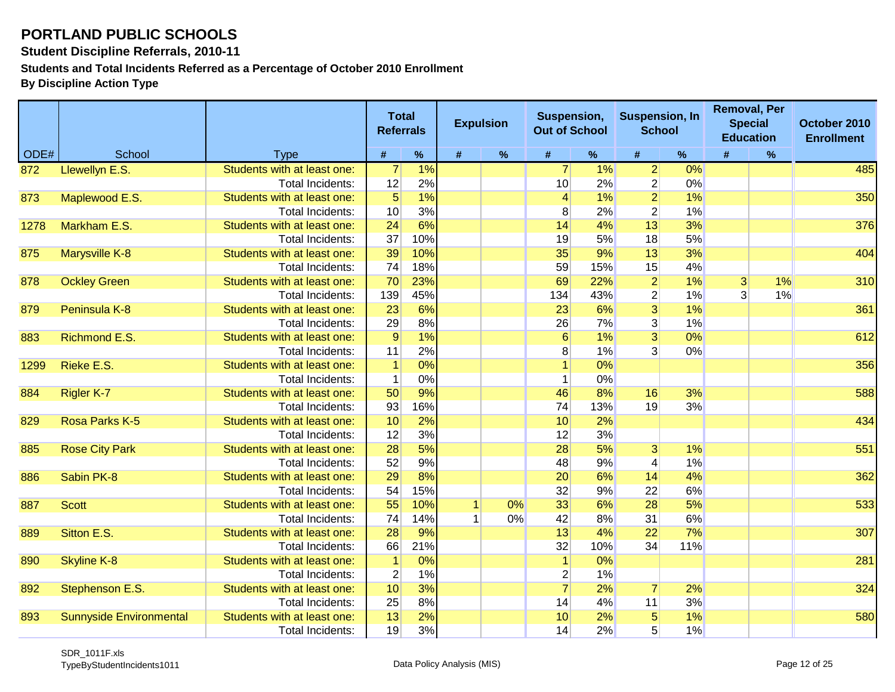# PORTLAND PUBLIC SCHOOLS

**Student Discipline Referrals, 2010-11**

**Students and Total Incidents Referred as a Percentage of October 2010 Enrollment**

**By Discipline Action Type**

| ODE# | School | Type | Total Referrals | | Expulsion | | Suspension, Out of School | | Suspension, In School | | Removal, Per Special Education | | October 2010 Enrollment |
|---|---|---|---|---|---|---|---|---|---|---|---|---|---|
| | | | # | % | # | % | # | % | # | % | # | % | |
| 872 | Llewellyn E.S. | Students with at least one: | 7 | 1% | | | 7 | 1% | 2 | 0% | | | 485 |
| | | Total Incidents: | 12 | 2% | | | 10 | 2% | 2 | 0% | | | |
| 873 | Maplewood E.S. | Students with at least one: | 5 | 1% | | | 4 | 1% | 2 | 1% | | | 350 |
| | | Total Incidents: | 10 | 3% | | | 8 | 2% | 2 | 1% | | | |
| 1278 | Markham E.S. | Students with at least one: | 24 | 6% | | | 14 | 4% | 13 | 3% | | | 376 |
| | | Total Incidents: | 37 | 10% | | | 19 | 5% | 18 | 5% | | | |
| 875 | Marysville K-8 | Students with at least one: | 39 | 10% | | | 35 | 9% | 13 | 3% | | | 404 |
| | | Total Incidents: | 74 | 18% | | | 59 | 15% | 15 | 4% | | | |
| 878 | Ockley Green | Students with at least one: | 70 | 23% | | | 69 | 22% | 2 | 1% | 3 | 1% | 310 |
| | | Total Incidents: | 139 | 45% | | | 134 | 43% | 2 | 1% | 3 | 1% | |
| 879 | Peninsula K-8 | Students with at least one: | 23 | 6% | | | 23 | 6% | 3 | 1% | | | 361 |
| | | Total Incidents: | 29 | 8% | | | 26 | 7% | 3 | 1% | | | |
| 883 | Richmond E.S. | Students with at least one: | 9 | 1% | | | 6 | 1% | 3 | 0% | | | 612 |
| | | Total Incidents: | 11 | 2% | | | 8 | 1% | 3 | 0% | | | |
| 1299 | Rieke E.S. | Students with at least one: | 1 | 0% | | | 1 | 0% | | | | | 356 |
| | | Total Incidents: | 1 | 0% | | | 1 | 0% | | | | | |
| 884 | Rigler K-7 | Students with at least one: | 50 | 9% | | | 46 | 8% | 16 | 3% | | | 588 |
| | | Total Incidents: | 93 | 16% | | | 74 | 13% | 19 | 3% | | | |
| 829 | Rosa Parks K-5 | Students with at least one: | 10 | 2% | | | 10 | 2% | | | | | 434 |
| | | Total Incidents: | 12 | 3% | | | 12 | 3% | | | | | |
| 885 | Rose City Park | Students with at least one: | 28 | 5% | | | 28 | 5% | 3 | 1% | | | 551 |
| | | Total Incidents: | 52 | 9% | | | 48 | 9% | 4 | 1% | | | |
| 886 | Sabin PK-8 | Students with at least one: | 29 | 8% | | | 20 | 6% | 14 | 4% | | | 362 |
| | | Total Incidents: | 54 | 15% | | | 32 | 9% | 22 | 6% | | | |
| 887 | Scott | Students with at least one: | 55 | 10% | 1 | 0% | 33 | 6% | 28 | 5% | | | 533 |
| | | Total Incidents: | 74 | 14% | 1 | 0% | 42 | 8% | 31 | 6% | | | |
| 889 | Sitton E.S. | Students with at least one: | 28 | 9% | | | 13 | 4% | 22 | 7% | | | 307 |
| | | Total Incidents: | 66 | 21% | | | 32 | 10% | 34 | 11% | | | |
| 890 | Skyline K-8 | Students with at least one: | 1 | 0% | | | 1 | 0% | | | | | 281 |
| | | Total Incidents: | 2 | 1% | | | 2 | 1% | | | | | |
| 892 | Stephenson E.S. | Students with at least one: | 10 | 3% | | | 7 | 2% | 7 | 2% | | | 324 |
| | | Total Incidents: | 25 | 8% | | | 14 | 4% | 11 | 3% | | | |
| 893 | Sunnyside Environmental | Students with at least one: | 13 | 2% | | | 10 | 2% | 5 | 1% | | | 580 |
| | | Total Incidents: | 19 | 3% | | | 14 | 2% | 5 | 1% | | | |

SDR_1011F.xls
TypeByStudentIncidents1011

Data Policy Analysis (MIS)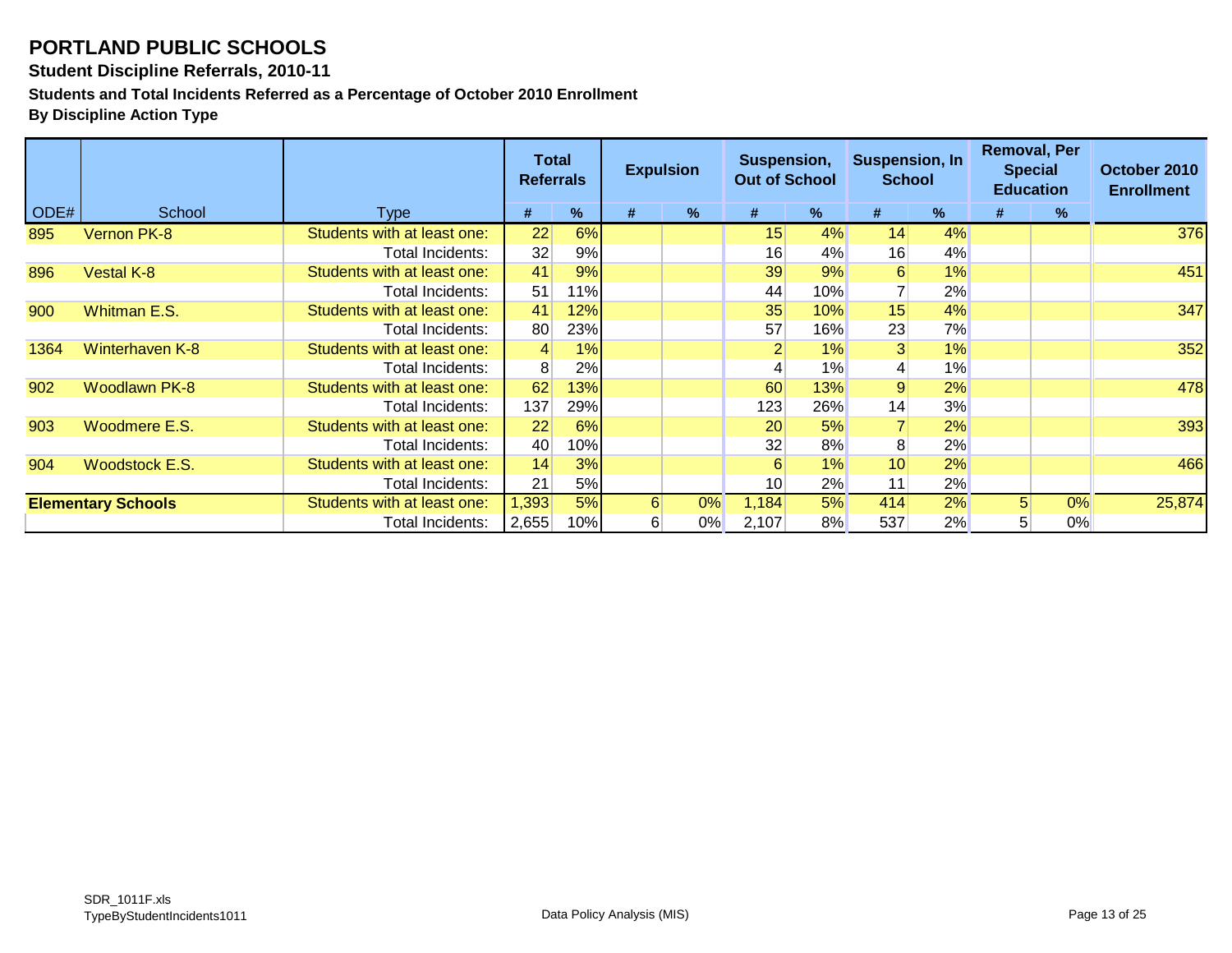# PORTLAND PUBLIC SCHOOLS

**Student Discipline Referrals, 2010-11**

**Students and Total Incidents Referred as a Percentage of October 2010 Enrollment**

**By Discipline Action Type**

| ODE# | School | Type | Total Referrals | | Expulsion | | Suspension, Out of School | | Suspension, In School | | Removal, Per Special Education | | October 2010 Enrollment |
|---|---|---|---|---|---|---|---|---|---|---|---|---|---|
| | | | # | % | # | % | # | % | # | % | # | % | |
| 895 | Vernon PK-8 | Students with at least one: | 22 | 6% | | | 15 | 4% | 14 | 4% | | | 376 |
| | | Total Incidents: | 32 | 9% | | | 16 | 4% | 16 | 4% | | | |
| 896 | Vestal K-8 | Students with at least one: | 41 | 9% | | | 39 | 9% | 6 | 1% | | | 451 |
| | | Total Incidents: | 51 | 11% | | | 44 | 10% | 7 | 2% | | | |
| 900 | Whitman E.S. | Students with at least one: | 41 | 12% | | | 35 | 10% | 15 | 4% | | | 347 |
| | | Total Incidents: | 80 | 23% | | | 57 | 16% | 23 | 7% | | | |
| 1364 | Winterhaven K-8 | Students with at least one: | 4 | 1% | | | 2 | 1% | 3 | 1% | | | 352 |
| | | Total Incidents: | 8 | 2% | | | 4 | 1% | 4 | 1% | | | |
| 902 | Woodlawn PK-8 | Students with at least one: | 62 | 13% | | | 60 | 13% | 9 | 2% | | | 478 |
| | | Total Incidents: | 137 | 29% | | | 123 | 26% | 14 | 3% | | | |
| 903 | Woodmere E.S. | Students with at least one: | 22 | 6% | | | 20 | 5% | 7 | 2% | | | 393 |
| | | Total Incidents: | 40 | 10% | | | 32 | 8% | 8 | 2% | | | |
| 904 | Woodstock E.S. | Students with at least one: | 14 | 3% | | | 6 | 1% | 10 | 2% | | | 466 |
| | | Total Incidents: | 21 | 5% | | | 10 | 2% | 11 | 2% | | | |
| **Elementary Schools** | | Students with at least one: | 1,393 | 5% | 6 | 0% | 1,184 | 5% | 414 | 2% | 5 | 0% | 25,874 |
| | | Total Incidents: | 2,655 | 10% | 6 | 0% | 2,107 | 8% | 537 | 2% | 5 | 0% | |

SDR_1011F.xls
TypeByStudentIncidents1011

Data Policy Analysis (MIS)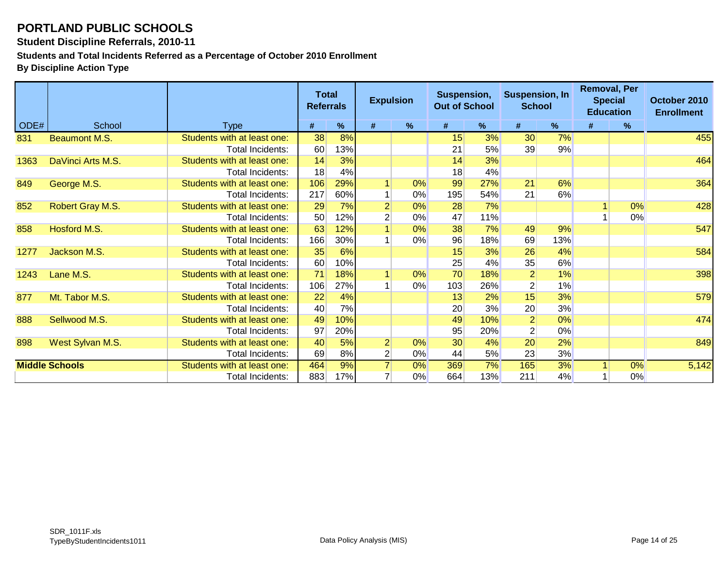# PORTLAND PUBLIC SCHOOLS

**Student Discipline Referrals, 2010-11**

**Students and Total Incidents Referred as a Percentage of October 2010 Enrollment**

**By Discipline Action Type**

| ODE# | School | Type | Total Referrals | | Expulsion | | Suspension, Out of School | | Suspension, In School | | Removal, Per Special Education | | October 2010 Enrollment |
|---|---|---|---|---|---|---|---|---|---|---|---|---|---|
| | | | # | % | # | % | # | % | # | % | # | % | |
| 831 | Beaumont M.S. | Students with at least one: | 38 | 8% | | | 15 | 3% | 30 | 7% | | | 455 |
| | | Total Incidents: | 60 | 13% | | | 21 | 5% | 39 | 9% | | | |
| 1363 | DaVinci Arts M.S. | Students with at least one: | 14 | 3% | | | 14 | 3% | | | | | 464 |
| | | Total Incidents: | 18 | 4% | | | 18 | 4% | | | | | |
| 849 | George M.S. | Students with at least one: | 106 | 29% | 1 | 0% | 99 | 27% | 21 | 6% | | | 364 |
| | | Total Incidents: | 217 | 60% | 1 | 0% | 195 | 54% | 21 | 6% | | | |
| 852 | Robert Gray M.S. | Students with at least one: | 29 | 7% | 2 | 0% | 28 | 7% | | | 1 | 0% | 428 |
| | | Total Incidents: | 50 | 12% | 2 | 0% | 47 | 11% | | | 1 | 0% | |
| 858 | Hosford M.S. | Students with at least one: | 63 | 12% | 1 | 0% | 38 | 7% | 49 | 9% | | | 547 |
| | | Total Incidents: | 166 | 30% | 1 | 0% | 96 | 18% | 69 | 13% | | | |
| 1277 | Jackson M.S. | Students with at least one: | 35 | 6% | | | 15 | 3% | 26 | 4% | | | 584 |
| | | Total Incidents: | 60 | 10% | | | 25 | 4% | 35 | 6% | | | |
| 1243 | Lane M.S. | Students with at least one: | 71 | 18% | 1 | 0% | 70 | 18% | 2 | 1% | | | 398 |
| | | Total Incidents: | 106 | 27% | 1 | 0% | 103 | 26% | 2 | 1% | | | |
| 877 | Mt. Tabor M.S. | Students with at least one: | 22 | 4% | | | 13 | 2% | 15 | 3% | | | 579 |
| | | Total Incidents: | 40 | 7% | | | 20 | 3% | 20 | 3% | | | |
| 888 | Sellwood M.S. | Students with at least one: | 49 | 10% | | | 49 | 10% | 2 | 0% | | | 474 |
| | | Total Incidents: | 97 | 20% | | | 95 | 20% | 2 | 0% | | | |
| 898 | West Sylvan M.S. | Students with at least one: | 40 | 5% | 2 | 0% | 30 | 4% | 20 | 2% | | | 849 |
| | | Total Incidents: | 69 | 8% | 2 | 0% | 44 | 5% | 23 | 3% | | | |
| **Middle Schools** | | Students with at least one: | 464 | 9% | 7 | 0% | 369 | 7% | 165 | 3% | 1 | 0% | 5,142 |
| | | Total Incidents: | 883 | 17% | 7 | 0% | 664 | 13% | 211 | 4% | 1 | 0% | |

SDR_1011F.xls
TypeByStudentIncidents1011

Data Policy Analysis (MIS)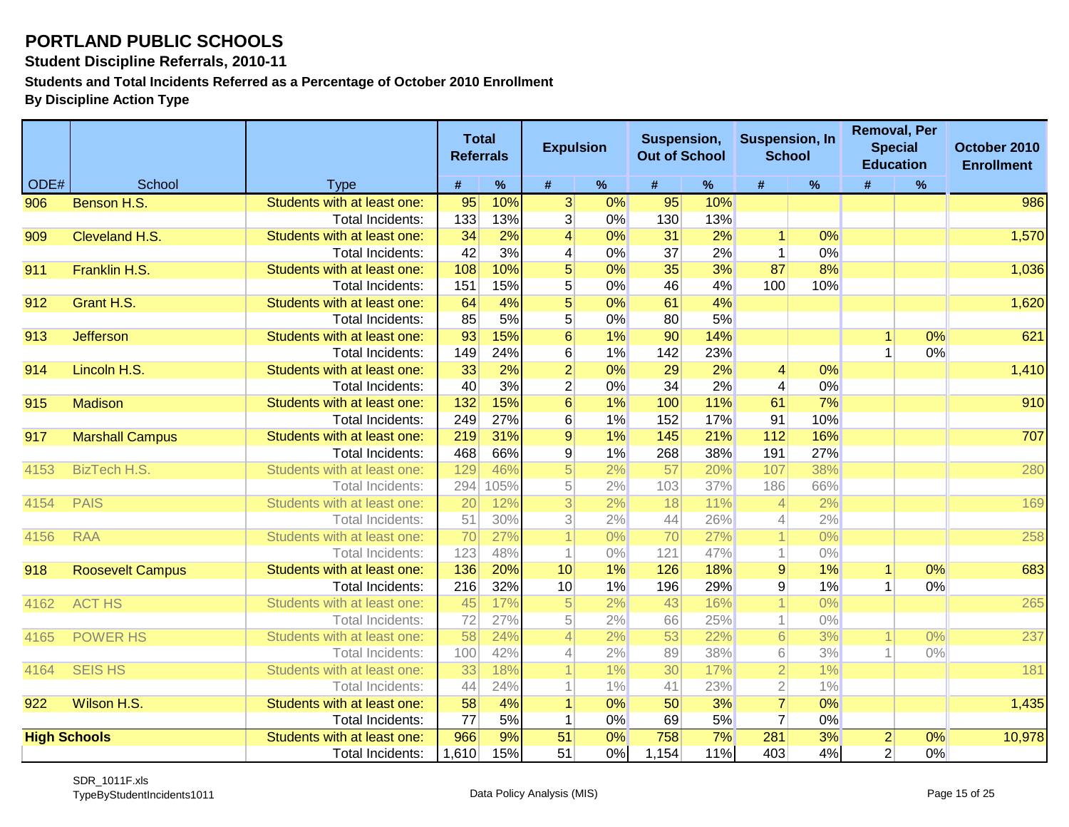# PORTLAND PUBLIC SCHOOLS

**Student Discipline Referrals, 2010-11**

**Students and Total Incidents Referred as a Percentage of October 2010 Enrollment**

**By Discipline Action Type**

| ODE# | School | Type | Total Referrals # | Total Referrals % | Expulsion # | Expulsion % | Suspension, Out of School # | Suspension, Out of School % | Suspension, In School # | Suspension, In School % | Removal, Per Special Education # | Removal, Per Special Education % | October 2010 Enrollment |
|---|---|---|---|---|---|---|---|---|---|---|---|---|---|
| 906 | Benson H.S. | Students with at least one: | 95 | 10% | 3 | 0% | 95 | 10% | | | | | 986 |
| | | Total Incidents: | 133 | 13% | 3 | 0% | 130 | 13% | | | | | |
| 909 | Cleveland H.S. | Students with at least one: | 34 | 2% | 4 | 0% | 31 | 2% | 1 | 0% | | | 1,570 |
| | | Total Incidents: | 42 | 3% | 4 | 0% | 37 | 2% | 1 | 0% | | | |
| 911 | Franklin H.S. | Students with at least one: | 108 | 10% | 5 | 0% | 35 | 3% | 87 | 8% | | | 1,036 |
| | | Total Incidents: | 151 | 15% | 5 | 0% | 46 | 4% | 100 | 10% | | | |
| 912 | Grant H.S. | Students with at least one: | 64 | 4% | 5 | 0% | 61 | 4% | | | | | 1,620 |
| | | Total Incidents: | 85 | 5% | 5 | 0% | 80 | 5% | | | | | |
| 913 | Jefferson | Students with at least one: | 93 | 15% | 6 | 1% | 90 | 14% | | | 1 | 0% | 621 |
| | | Total Incidents: | 149 | 24% | 6 | 1% | 142 | 23% | | | 1 | 0% | |
| 914 | Lincoln H.S. | Students with at least one: | 33 | 2% | 2 | 0% | 29 | 2% | 4 | 0% | | | 1,410 |
| | | Total Incidents: | 40 | 3% | 2 | 0% | 34 | 2% | 4 | 0% | | | |
| 915 | Madison | Students with at least one: | 132 | 15% | 6 | 1% | 100 | 11% | 61 | 7% | | | 910 |
| | | Total Incidents: | 249 | 27% | 6 | 1% | 152 | 17% | 91 | 10% | | | |
| 917 | Marshall Campus | Students with at least one: | 219 | 31% | 9 | 1% | 145 | 21% | 112 | 16% | | | 707 |
| | | Total Incidents: | 468 | 66% | 9 | 1% | 268 | 38% | 191 | 27% | | | |
| 4153 | BizTech H.S. | Students with at least one: | 129 | 46% | 5 | 2% | 57 | 20% | 107 | 38% | | | 280 |
| | | Total Incidents: | 294 | 105% | 5 | 2% | 103 | 37% | 186 | 66% | | | |
| 4154 | PAIS | Students with at least one: | 20 | 12% | 3 | 2% | 18 | 11% | 4 | 2% | | | 169 |
| | | Total Incidents: | 51 | 30% | 3 | 2% | 44 | 26% | 4 | 2% | | | |
| 4156 | RAA | Students with at least one: | 70 | 27% | 1 | 0% | 70 | 27% | 1 | 0% | | | 258 |
| | | Total Incidents: | 123 | 48% | 1 | 0% | 121 | 47% | 1 | 0% | | | |
| 918 | Roosevelt Campus | Students with at least one: | 136 | 20% | 10 | 1% | 126 | 18% | 9 | 1% | 1 | 0% | 683 |
| | | Total Incidents: | 216 | 32% | 10 | 1% | 196 | 29% | 9 | 1% | 1 | 0% | |
| 4162 | ACT HS | Students with at least one: | 45 | 17% | 5 | 2% | 43 | 16% | 1 | 0% | | | 265 |
| | | Total Incidents: | 72 | 27% | 5 | 2% | 66 | 25% | 1 | 0% | | | |
| 4165 | POWER HS | Students with at least one: | 58 | 24% | 4 | 2% | 53 | 22% | 6 | 3% | 1 | 0% | 237 |
| | | Total Incidents: | 100 | 42% | 4 | 2% | 89 | 38% | 6 | 3% | 1 | 0% | |
| 4164 | SEIS HS | Students with at least one: | 33 | 18% | 1 | 1% | 30 | 17% | 2 | 1% | | | 181 |
| | | Total Incidents: | 44 | 24% | 1 | 1% | 41 | 23% | 2 | 1% | | | |
| 922 | Wilson H.S. | Students with at least one: | 58 | 4% | 1 | 0% | 50 | 3% | 7 | 0% | | | 1,435 |
| | | Total Incidents: | 77 | 5% | 1 | 0% | 69 | 5% | 7 | 0% | | | |
| **High Schools** | | Students with at least one: | 966 | 9% | 51 | 0% | 758 | 7% | 281 | 3% | 2 | 0% | 10,978 |
| | | Total Incidents: | 1,610 | 15% | 51 | 0% | 1,154 | 11% | 403 | 4% | 2 | 0% | |

SDR_1011F.xls
TypeByStudentIncidents1011

Data Policy Analysis (MIS)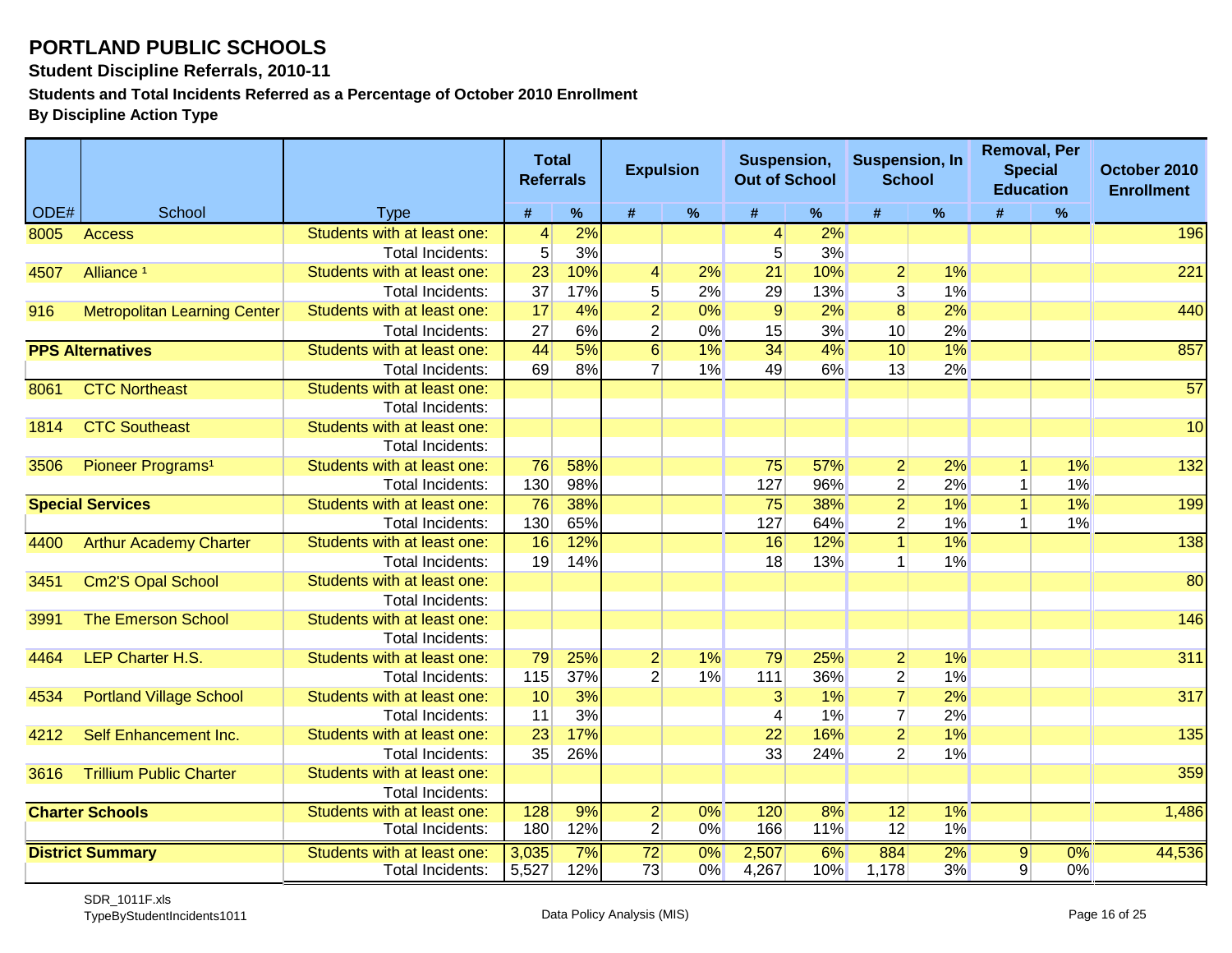# PORTLAND PUBLIC SCHOOLS

**Student Discipline Referrals, 2010-11**

**Students and Total Incidents Referred as a Percentage of October 2010 Enrollment**

**By Discipline Action Type**

| ODE# | School | Type | Total Referrals | | Expulsion | | Suspension, Out of School | | Suspension, In School | | Removal, Per Special Education | | October 2010 Enrollment |
|---|---|---|---|---|---|---|---|---|---|---|---|---|---|
| | | | # | % | # | % | # | % | # | % | # | % | |
| 8005 | Access | Students with at least one: | 4 | 2% | | | 4 | 2% | | | | | 196 |
| | | Total Incidents: | 5 | 3% | | | 5 | 3% | | | | | |
| 4507 | Alliance [1] | Students with at least one: | 23 | 10% | 4 | 2% | 21 | 10% | 2 | 1% | | | 221 |
| | | Total Incidents: | 37 | 17% | 5 | 2% | 29 | 13% | 3 | 1% | | | |
| 916 | Metropolitan Learning Center | Students with at least one: | 17 | 4% | 2 | 0% | 9 | 2% | 8 | 2% | | | 440 |
| | | Total Incidents: | 27 | 6% | 2 | 0% | 15 | 3% | 10 | 2% | | | |
| **PPS Alternatives** | | Students with at least one: | 44 | 5% | 6 | 1% | 34 | 4% | 10 | 1% | | | 857 |
| | | Total Incidents: | 69 | 8% | 7 | 1% | 49 | 6% | 13 | 2% | | | |
| 8061 | CTC Northeast | Students with at least one: | | | | | | | | | | | 57 |
| | | Total Incidents: | | | | | | | | | | | |
| 1814 | CTC Southeast | Students with at least one: | | | | | | | | | | | 10 |
| | | Total Incidents: | | | | | | | | | | | |
| 3506 | Pioneer Programs[1] | Students with at least one: | 76 | 58% | | | 75 | 57% | 2 | 2% | 1 | 1% | 132 |
| | | Total Incidents: | 130 | 98% | | | 127 | 96% | 2 | 2% | 1 | 1% | |
| **Special Services** | | Students with at least one: | 76 | 38% | | | 75 | 38% | 2 | 1% | 1 | 1% | 199 |
| | | Total Incidents: | 130 | 65% | | | 127 | 64% | 2 | 1% | 1 | 1% | |
| 4400 | Arthur Academy Charter | Students with at least one: | 16 | 12% | | | 16 | 12% | 1 | 1% | | | 138 |
| | | Total Incidents: | 19 | 14% | | | 18 | 13% | 1 | 1% | | | |
| 3451 | Cm2'S Opal School | Students with at least one: | | | | | | | | | | | 80 |
| | | Total Incidents: | | | | | | | | | | | |
| 3991 | The Emerson School | Students with at least one: | | | | | | | | | | | 146 |
| | | Total Incidents: | | | | | | | | | | | |
| 4464 | LEP Charter H.S. | Students with at least one: | 79 | 25% | 2 | 1% | 79 | 25% | 2 | 1% | | | 311 |
| | | Total Incidents: | 115 | 37% | 2 | 1% | 111 | 36% | 2 | 1% | | | |
| 4534 | Portland Village School | Students with at least one: | 10 | 3% | | | 3 | 1% | 7 | 2% | | | 317 |
| | | Total Incidents: | 11 | 3% | | | 4 | 1% | 7 | 2% | | | |
| 4212 | Self Enhancement Inc. | Students with at least one: | 23 | 17% | | | 22 | 16% | 2 | 1% | | | 135 |
| | | Total Incidents: | 35 | 26% | | | 33 | 24% | 2 | 1% | | | |
| 3616 | Trillium Public Charter | Students with at least one: | | | | | | | | | | | 359 |
| | | Total Incidents: | | | | | | | | | | | |
| **Charter Schools** | | Students with at least one: | 128 | 9% | 2 | 0% | 120 | 8% | 12 | 1% | | | 1,486 |
| | | Total Incidents: | 180 | 12% | 2 | 0% | 166 | 11% | 12 | 1% | | | |
| **District Summary** | | Students with at least one: | 3,035 | 7% | 72 | 0% | 2,507 | 6% | 884 | 2% | 9 | 0% | 44,536 |
| | | Total Incidents: | 5,527 | 12% | 73 | 0% | 4,267 | 10% | 1,178 | 3% | 9 | 0% | |

SDR_1011F.xls
TypeByStudentIncidents1011

Data Policy Analysis (MIS)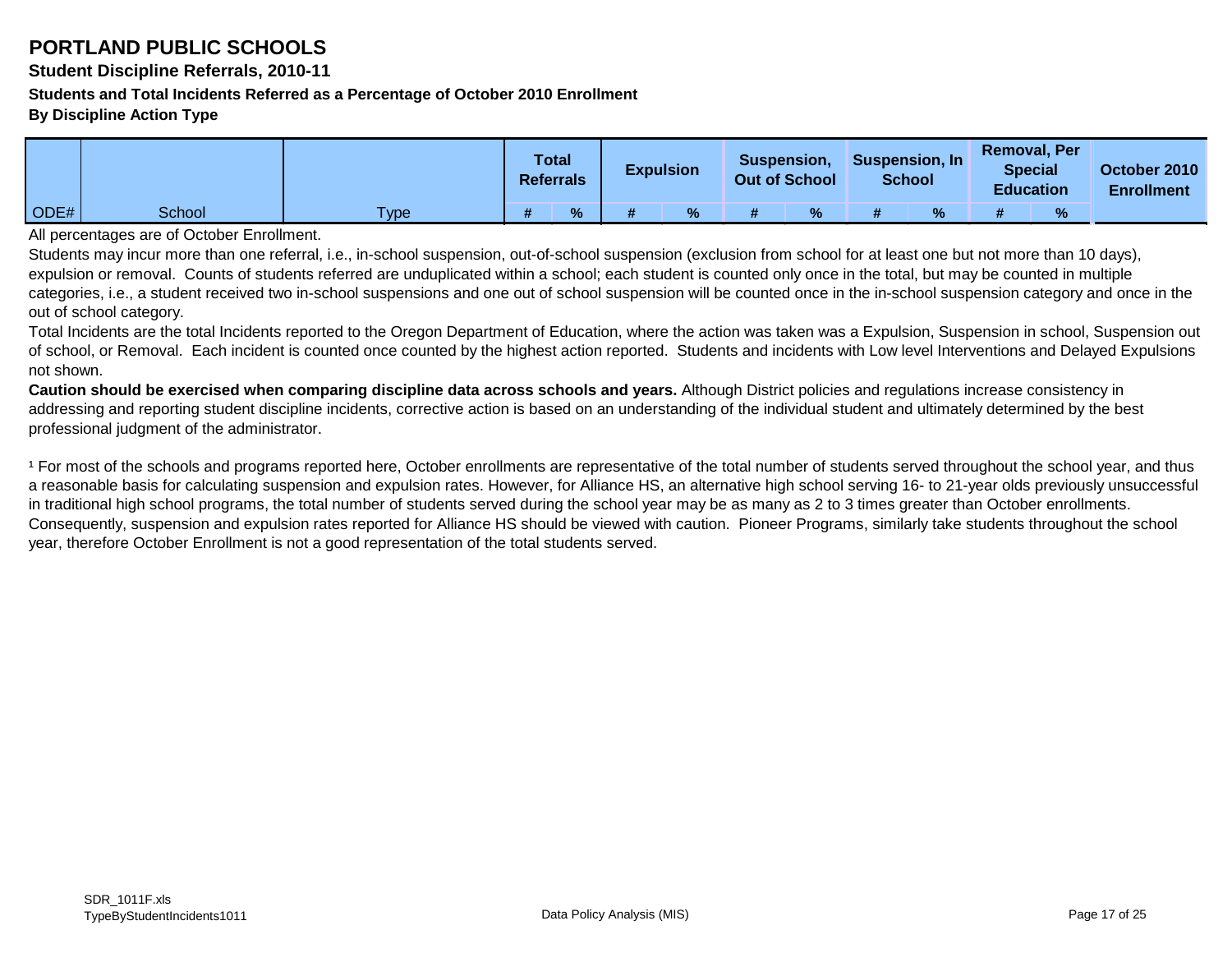# PORTLAND PUBLIC SCHOOLS

**Student Discipline Referrals, 2010-11**

**Students and Total Incidents Referred as a Percentage of October 2010 Enrollment**

**By Discipline Action Type**

| | | | Total Referrals | | Expulsion | | Suspension, Out of School | | Suspension, In School | | Removal, Per Special Education | | October 2010 Enrollment |
|---|---|---|---|---|---|---|---|---|---|---|---|---|---|
| ODE# | School | Type | # | % | # | % | # | % | # | % | # | % | |

All percentages are of October Enrollment.

Students may incur more than one referral, i.e., in-school suspension, out-of-school suspension (exclusion from school for at least one but not more than 10 days), expulsion or removal. Counts of students referred are unduplicated within a school; each student is counted only once in the total, but may be counted in multiple categories, i.e., a student received two in-school suspensions and one out of school suspension will be counted once in the in-school suspension category and once in the out of school category.

Total Incidents are the total Incidents reported to the Oregon Department of Education, where the action was taken was a Expulsion, Suspension in school, Suspension out of school, or Removal. Each incident is counted once counted by the highest action reported. Students and incidents with Low level Interventions and Delayed Expulsions not shown.

**Caution should be exercised when comparing discipline data across schools and years.** Although District policies and regulations increase consistency in addressing and reporting student discipline incidents, corrective action is based on an understanding of the individual student and ultimately determined by the best professional judgment of the administrator.

[1] For most of the schools and programs reported here, October enrollments are representative of the total number of students served throughout the school year, and thus a reasonable basis for calculating suspension and expulsion rates. However, for Alliance HS, an alternative high school serving 16- to 21-year olds previously unsuccessful in traditional high school programs, the total number of students served during the school year may be as many as 2 to 3 times greater than October enrollments. Consequently, suspension and expulsion rates reported for Alliance HS should be viewed with caution. Pioneer Programs, similarly take students throughout the school year, therefore October Enrollment is not a good representation of the total students served.

SDR_1011F.xls
TypeByStudentIncidents1011

Data Policy Analysis (MIS)